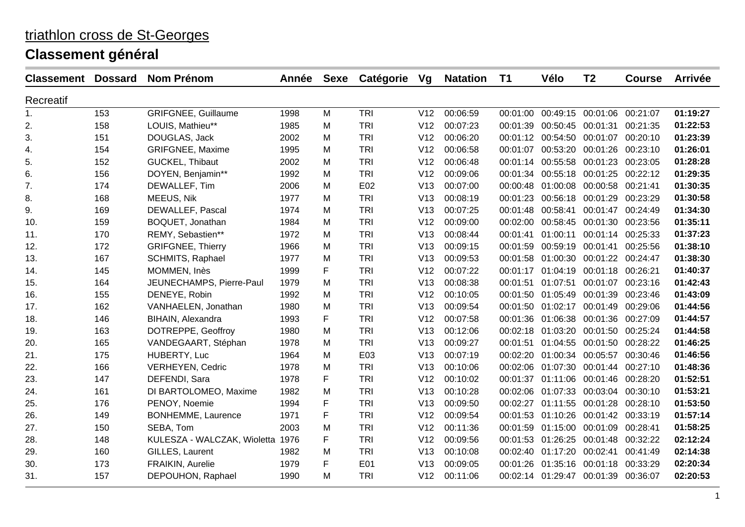# triathlon cross de St-Georges

## Classement général

| Classement | Dossard | Nom Prénom | Année | Sexe | Catégorie | Vg | Natation | T1 | Vélo | T2 | Course | Arrivée |
|---|---|---|---|---|---|---|---|---|---|---|---|---|
| Recreatif | | | | | | | | | | | | |
| 1. | 153 | GRIFGNEE, Guillaume | 1998 | M | TRI | V12 | 00:06:59 | 00:01:00 | 00:49:15 | 00:01:06 | 00:21:07 | **01:19:27** |
| 2. | 158 | LOUIS, Mathieu** | 1985 | M | TRI | V12 | 00:07:23 | 00:01:39 | 00:50:45 | 00:01:31 | 00:21:35 | **01:22:53** |
| 3. | 151 | DOUGLAS, Jack | 2002 | M | TRI | V12 | 00:06:20 | 00:01:12 | 00:54:50 | 00:01:07 | 00:20:10 | **01:23:39** |
| 4. | 154 | GRIFGNEE, Maxime | 1995 | M | TRI | V12 | 00:06:58 | 00:01:07 | 00:53:20 | 00:01:26 | 00:23:10 | **01:26:01** |
| 5. | 152 | GUCKEL, Thibaut | 2002 | M | TRI | V12 | 00:06:48 | 00:01:14 | 00:55:58 | 00:01:23 | 00:23:05 | **01:28:28** |
| 6. | 156 | DOYEN, Benjamin** | 1992 | M | TRI | V12 | 00:09:06 | 00:01:34 | 00:55:18 | 00:01:25 | 00:22:12 | **01:29:35** |
| 7. | 174 | DEWALLEF, Tim | 2006 | M | E02 | V13 | 00:07:00 | 00:00:48 | 01:00:08 | 00:00:58 | 00:21:41 | **01:30:35** |
| 8. | 168 | MEEUS, Nik | 1977 | M | TRI | V13 | 00:08:19 | 00:01:23 | 00:56:18 | 00:01:29 | 00:23:29 | **01:30:58** |
| 9. | 169 | DEWALLEF, Pascal | 1974 | M | TRI | V13 | 00:07:25 | 00:01:48 | 00:58:41 | 00:01:47 | 00:24:49 | **01:34:30** |
| 10. | 159 | BOQUET, Jonathan | 1984 | M | TRI | V12 | 00:09:00 | 00:02:00 | 00:58:45 | 00:01:30 | 00:23:56 | **01:35:11** |
| 11. | 170 | REMY, Sebastien** | 1972 | M | TRI | V13 | 00:08:44 | 00:01:41 | 01:00:11 | 00:01:14 | 00:25:33 | **01:37:23** |
| 12. | 172 | GRIFGNEE, Thierry | 1966 | M | TRI | V13 | 00:09:15 | 00:01:59 | 00:59:19 | 00:01:41 | 00:25:56 | **01:38:10** |
| 13. | 167 | SCHMITS, Raphael | 1977 | M | TRI | V13 | 00:09:53 | 00:01:58 | 01:00:30 | 00:01:22 | 00:24:47 | **01:38:30** |
| 14. | 145 | MOMMEN, Inès | 1999 | F | TRI | V12 | 00:07:22 | 00:01:17 | 01:04:19 | 00:01:18 | 00:26:21 | **01:40:37** |
| 15. | 164 | JEUNECHAMPS, Pierre-Paul | 1979 | M | TRI | V13 | 00:08:38 | 00:01:51 | 01:07:51 | 00:01:07 | 00:23:16 | **01:42:43** |
| 16. | 155 | DENEYE, Robin | 1992 | M | TRI | V12 | 00:10:05 | 00:01:50 | 01:05:49 | 00:01:39 | 00:23:46 | **01:43:09** |
| 17. | 162 | VANHAELEN, Jonathan | 1980 | M | TRI | V13 | 00:09:54 | 00:01:50 | 01:02:17 | 00:01:49 | 00:29:06 | **01:44:56** |
| 18. | 146 | BIHAIN, Alexandra | 1993 | F | TRI | V12 | 00:07:58 | 00:01:36 | 01:06:38 | 00:01:36 | 00:27:09 | **01:44:57** |
| 19. | 163 | DOTREPPE, Geoffroy | 1980 | M | TRI | V13 | 00:12:06 | 00:02:18 | 01:03:20 | 00:01:50 | 00:25:24 | **01:44:58** |
| 20. | 165 | VANDEGAART, Stéphan | 1978 | M | TRI | V13 | 00:09:27 | 00:01:51 | 01:04:55 | 00:01:50 | 00:28:22 | **01:46:25** |
| 21. | 175 | HUBERTY, Luc | 1964 | M | E03 | V13 | 00:07:19 | 00:02:20 | 01:00:34 | 00:05:57 | 00:30:46 | **01:46:56** |
| 22. | 166 | VERHEYEN, Cedric | 1978 | M | TRI | V13 | 00:10:06 | 00:02:06 | 01:07:30 | 00:01:44 | 00:27:10 | **01:48:36** |
| 23. | 147 | DEFENDI, Sara | 1978 | F | TRI | V12 | 00:10:02 | 00:01:37 | 01:11:06 | 00:01:46 | 00:28:20 | **01:52:51** |
| 24. | 161 | DI BARTOLOMEO, Maxime | 1982 | M | TRI | V13 | 00:10:28 | 00:02:06 | 01:07:33 | 00:03:04 | 00:30:10 | **01:53:21** |
| 25. | 176 | PENOY, Noemie | 1994 | F | TRI | V13 | 00:09:50 | 00:02:27 | 01:11:55 | 00:01:28 | 00:28:10 | **01:53:50** |
| 26. | 149 | BONHEMME, Laurence | 1971 | F | TRI | V12 | 00:09:54 | 00:01:53 | 01:10:26 | 00:01:42 | 00:33:19 | **01:57:14** |
| 27. | 150 | SEBA, Tom | 2003 | M | TRI | V12 | 00:11:36 | 00:01:59 | 01:15:00 | 00:01:09 | 00:28:41 | **01:58:25** |
| 28. | 148 | KULESZA - WALCZAK, Wioletta | 1976 | F | TRI | V12 | 00:09:56 | 00:01:53 | 01:26:25 | 00:01:48 | 00:32:22 | **02:12:24** |
| 29. | 160 | GILLES, Laurent | 1982 | M | TRI | V13 | 00:10:08 | 00:02:40 | 01:17:20 | 00:02:41 | 00:41:49 | **02:14:38** |
| 30. | 173 | FRAIKIN, Aurelie | 1979 | F | E01 | V13 | 00:09:05 | 00:01:26 | 01:35:16 | 00:01:18 | 00:33:29 | **02:20:34** |
| 31. | 157 | DEPOUHON, Raphael | 1990 | M | TRI | V12 | 00:11:06 | 00:02:14 | 01:29:47 | 00:01:39 | 00:36:07 | **02:20:53** |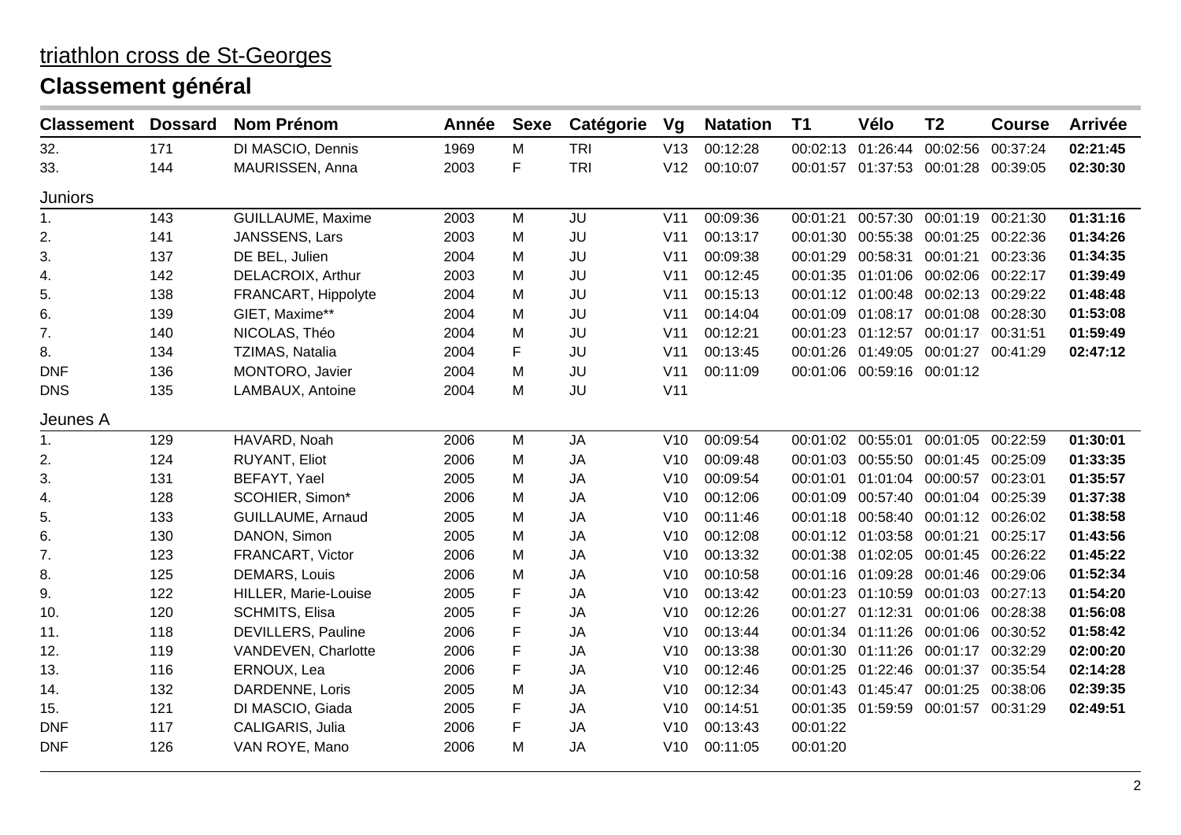triathlon cross de St-Georges

## Classement général

| Classement | Dossard | Nom Prénom | Année | Sexe | Catégorie | Vg | Natation | T1 | Vélo | T2 | Course | Arrivée |
|---|---|---|---|---|---|---|---|---|---|---|---|---|
| 32. | 171 | DI MASCIO, Dennis | 1969 | M | TRI | V13 | 00:12:28 | 00:02:13 | 01:26:44 | 00:02:56 | 00:37:24 | **02:21:45** |
| 33. | 144 | MAURISSEN, Anna | 2003 | F | TRI | V12 | 00:10:07 | 00:01:57 | 01:37:53 | 00:01:28 | 00:39:05 | **02:30:30** |
| **Juniors** | | | | | | | | | | | | |
| 1. | 143 | GUILLAUME, Maxime | 2003 | M | JU | V11 | 00:09:36 | 00:01:21 | 00:57:30 | 00:01:19 | 00:21:30 | **01:31:16** |
| 2. | 141 | JANSSENS, Lars | 2003 | M | JU | V11 | 00:13:17 | 00:01:30 | 00:55:38 | 00:01:25 | 00:22:36 | **01:34:26** |
| 3. | 137 | DE BEL, Julien | 2004 | M | JU | V11 | 00:09:38 | 00:01:29 | 00:58:31 | 00:01:21 | 00:23:36 | **01:34:35** |
| 4. | 142 | DELACROIX, Arthur | 2003 | M | JU | V11 | 00:12:45 | 00:01:35 | 01:01:06 | 00:02:06 | 00:22:17 | **01:39:49** |
| 5. | 138 | FRANCART, Hippolyte | 2004 | M | JU | V11 | 00:15:13 | 00:01:12 | 01:00:48 | 00:02:13 | 00:29:22 | **01:48:48** |
| 6. | 139 | GIET, Maxime** | 2004 | M | JU | V11 | 00:14:04 | 00:01:09 | 01:08:17 | 00:01:08 | 00:28:30 | **01:53:08** |
| 7. | 140 | NICOLAS, Théo | 2004 | M | JU | V11 | 00:12:21 | 00:01:23 | 01:12:57 | 00:01:17 | 00:31:51 | **01:59:49** |
| 8. | 134 | TZIMAS, Natalia | 2004 | F | JU | V11 | 00:13:45 | 00:01:26 | 01:49:05 | 00:01:27 | 00:41:29 | **02:47:12** |
| DNF | 136 | MONTORO, Javier | 2004 | M | JU | V11 | 00:11:09 | 00:01:06 | 00:59:16 | 00:01:12 | | |
| DNS | 135 | LAMBAUX, Antoine | 2004 | M | JU | V11 | | | | | | |
| **Jeunes A** | | | | | | | | | | | | |
| 1. | 129 | HAVARD, Noah | 2006 | M | JA | V10 | 00:09:54 | 00:01:02 | 00:55:01 | 00:01:05 | 00:22:59 | **01:30:01** |
| 2. | 124 | RUYANT, Eliot | 2006 | M | JA | V10 | 00:09:48 | 00:01:03 | 00:55:50 | 00:01:45 | 00:25:09 | **01:33:35** |
| 3. | 131 | BEFAYT, Yael | 2005 | M | JA | V10 | 00:09:54 | 00:01:01 | 01:01:04 | 00:00:57 | 00:23:01 | **01:35:57** |
| 4. | 128 | SCOHIER, Simon* | 2006 | M | JA | V10 | 00:12:06 | 00:01:09 | 00:57:40 | 00:01:04 | 00:25:39 | **01:37:38** |
| 5. | 133 | GUILLAUME, Arnaud | 2005 | M | JA | V10 | 00:11:46 | 00:01:18 | 00:58:40 | 00:01:12 | 00:26:02 | **01:38:58** |
| 6. | 130 | DANON, Simon | 2005 | M | JA | V10 | 00:12:08 | 00:01:12 | 01:03:58 | 00:01:21 | 00:25:17 | **01:43:56** |
| 7. | 123 | FRANCART, Victor | 2006 | M | JA | V10 | 00:13:32 | 00:01:38 | 01:02:05 | 00:01:45 | 00:26:22 | **01:45:22** |
| 8. | 125 | DEMARS, Louis | 2006 | M | JA | V10 | 00:10:58 | 00:01:16 | 01:09:28 | 00:01:46 | 00:29:06 | **01:52:34** |
| 9. | 122 | HILLER, Marie-Louise | 2005 | F | JA | V10 | 00:13:42 | 00:01:23 | 01:10:59 | 00:01:03 | 00:27:13 | **01:54:20** |
| 10. | 120 | SCHMITS, Elisa | 2005 | F | JA | V10 | 00:12:26 | 00:01:27 | 01:12:31 | 00:01:06 | 00:28:38 | **01:56:08** |
| 11. | 118 | DEVILLERS, Pauline | 2006 | F | JA | V10 | 00:13:44 | 00:01:34 | 01:11:26 | 00:01:06 | 00:30:52 | **01:58:42** |
| 12. | 119 | VANDEVEN, Charlotte | 2006 | F | JA | V10 | 00:13:38 | 00:01:30 | 01:11:26 | 00:01:17 | 00:32:29 | **02:00:20** |
| 13. | 116 | ERNOUX, Lea | 2006 | F | JA | V10 | 00:12:46 | 00:01:25 | 01:22:46 | 00:01:37 | 00:35:54 | **02:14:28** |
| 14. | 132 | DARDENNE, Loris | 2005 | M | JA | V10 | 00:12:34 | 00:01:43 | 01:45:47 | 00:01:25 | 00:38:06 | **02:39:35** |
| 15. | 121 | DI MASCIO, Giada | 2005 | F | JA | V10 | 00:14:51 | 00:01:35 | 01:59:59 | 00:01:57 | 00:31:29 | **02:49:51** |
| DNF | 117 | CALIGARIS, Julia | 2006 | F | JA | V10 | 00:13:43 | 00:01:22 | | | | |
| DNF | 126 | VAN ROYE, Mano | 2006 | M | JA | V10 | 00:11:05 | 00:01:20 | | | | |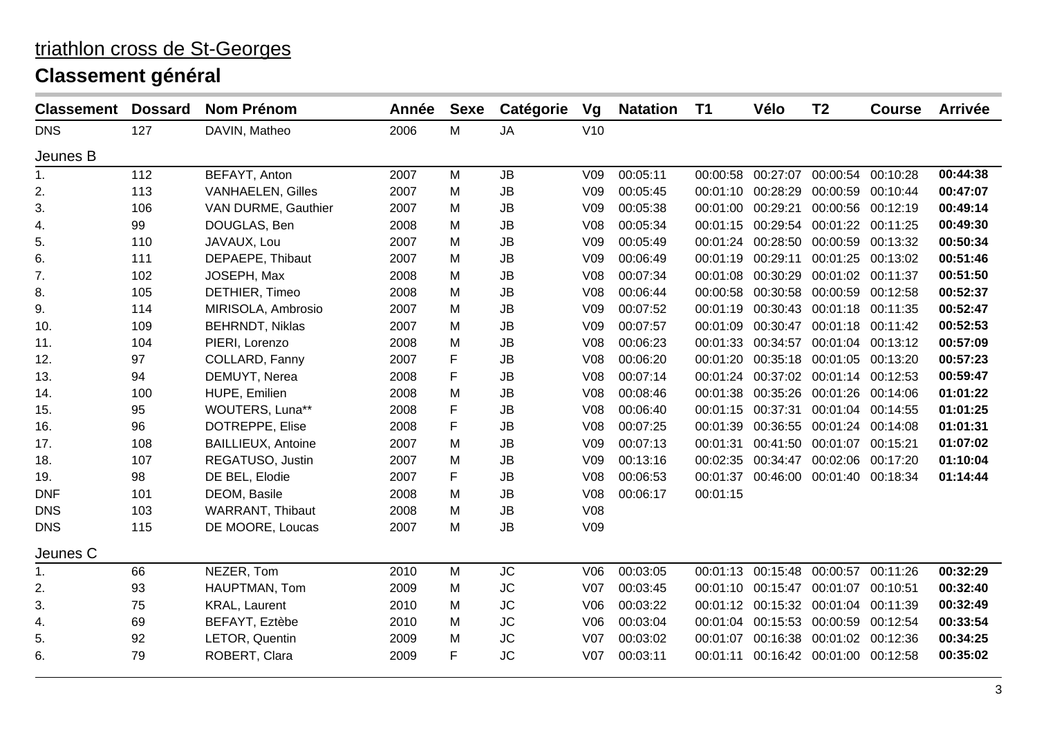triathlon cross de St-Georges

## Classement général

| Classement | Dossard | Nom Prénom | Année | Sexe | Catégorie | Vg | Natation | T1 | Vélo | T2 | Course | Arrivée |
|---|---|---|---|---|---|---|---|---|---|---|---|---|
| DNS | 127 | DAVIN, Matheo | 2006 | M | JA | V10 | | | | | | |
| Jeunes B | | | | | | | | | | | | |
| 1. | 112 | BEFAYT, Anton | 2007 | M | JB | V09 | 00:05:11 | 00:00:58 | 00:27:07 | 00:00:54 | 00:10:28 | **00:44:38** |
| 2. | 113 | VANHAELEN, Gilles | 2007 | M | JB | V09 | 00:05:45 | 00:01:10 | 00:28:29 | 00:00:59 | 00:10:44 | **00:47:07** |
| 3. | 106 | VAN DURME, Gauthier | 2007 | M | JB | V09 | 00:05:38 | 00:01:00 | 00:29:21 | 00:00:56 | 00:12:19 | **00:49:14** |
| 4. | 99 | DOUGLAS, Ben | 2008 | M | JB | V08 | 00:05:34 | 00:01:15 | 00:29:54 | 00:01:22 | 00:11:25 | **00:49:30** |
| 5. | 110 | JAVAUX, Lou | 2007 | M | JB | V09 | 00:05:49 | 00:01:24 | 00:28:50 | 00:00:59 | 00:13:32 | **00:50:34** |
| 6. | 111 | DEPAEPE, Thibaut | 2007 | M | JB | V09 | 00:06:49 | 00:01:19 | 00:29:11 | 00:01:25 | 00:13:02 | **00:51:46** |
| 7. | 102 | JOSEPH, Max | 2008 | M | JB | V08 | 00:07:34 | 00:01:08 | 00:30:29 | 00:01:02 | 00:11:37 | **00:51:50** |
| 8. | 105 | DETHIER, Timeo | 2008 | M | JB | V08 | 00:06:44 | 00:00:58 | 00:30:58 | 00:00:59 | 00:12:58 | **00:52:37** |
| 9. | 114 | MIRISOLA, Ambrosio | 2007 | M | JB | V09 | 00:07:52 | 00:01:19 | 00:30:43 | 00:01:18 | 00:11:35 | **00:52:47** |
| 10. | 109 | BEHRNDT, Niklas | 2007 | M | JB | V09 | 00:07:57 | 00:01:09 | 00:30:47 | 00:01:18 | 00:11:42 | **00:52:53** |
| 11. | 104 | PIERI, Lorenzo | 2008 | M | JB | V08 | 00:06:23 | 00:01:33 | 00:34:57 | 00:01:04 | 00:13:12 | **00:57:09** |
| 12. | 97 | COLLARD, Fanny | 2007 | F | JB | V08 | 00:06:20 | 00:01:20 | 00:35:18 | 00:01:05 | 00:13:20 | **00:57:23** |
| 13. | 94 | DEMUYT, Nerea | 2008 | F | JB | V08 | 00:07:14 | 00:01:24 | 00:37:02 | 00:01:14 | 00:12:53 | **00:59:47** |
| 14. | 100 | HUPE, Emilien | 2008 | M | JB | V08 | 00:08:46 | 00:01:38 | 00:35:26 | 00:01:26 | 00:14:06 | **01:01:22** |
| 15. | 95 | WOUTERS, Luna** | 2008 | F | JB | V08 | 00:06:40 | 00:01:15 | 00:37:31 | 00:01:04 | 00:14:55 | **01:01:25** |
| 16. | 96 | DOTREPPE, Elise | 2008 | F | JB | V08 | 00:07:25 | 00:01:39 | 00:36:55 | 00:01:24 | 00:14:08 | **01:01:31** |
| 17. | 108 | BAILLIEUX, Antoine | 2007 | M | JB | V09 | 00:07:13 | 00:01:31 | 00:41:50 | 00:01:07 | 00:15:21 | **01:07:02** |
| 18. | 107 | REGATUSO, Justin | 2007 | M | JB | V09 | 00:13:16 | 00:02:35 | 00:34:47 | 00:02:06 | 00:17:20 | **01:10:04** |
| 19. | 98 | DE BEL, Elodie | 2007 | F | JB | V08 | 00:06:53 | 00:01:37 | 00:46:00 | 00:01:40 | 00:18:34 | **01:14:44** |
| DNF | 101 | DEOM, Basile | 2008 | M | JB | V08 | 00:06:17 | 00:01:15 | | | | |
| DNS | 103 | WARRANT, Thibaut | 2008 | M | JB | V08 | | | | | | |
| DNS | 115 | DE MOORE, Loucas | 2007 | M | JB | V09 | | | | | | |
| Jeunes C | | | | | | | | | | | | |
| 1. | 66 | NEZER, Tom | 2010 | M | JC | V06 | 00:03:05 | 00:01:13 | 00:15:48 | 00:00:57 | 00:11:26 | **00:32:29** |
| 2. | 93 | HAUPTMAN, Tom | 2009 | M | JC | V07 | 00:03:45 | 00:01:10 | 00:15:47 | 00:01:07 | 00:10:51 | **00:32:40** |
| 3. | 75 | KRAL, Laurent | 2010 | M | JC | V06 | 00:03:22 | 00:01:12 | 00:15:32 | 00:01:04 | 00:11:39 | **00:32:49** |
| 4. | 69 | BEFAYT, Eztèbe | 2010 | M | JC | V06 | 00:03:04 | 00:01:04 | 00:15:53 | 00:00:59 | 00:12:54 | **00:33:54** |
| 5. | 92 | LETOR, Quentin | 2009 | M | JC | V07 | 00:03:02 | 00:01:07 | 00:16:38 | 00:01:02 | 00:12:36 | **00:34:25** |
| 6. | 79 | ROBERT, Clara | 2009 | F | JC | V07 | 00:03:11 | 00:01:11 | 00:16:42 | 00:01:00 | 00:12:58 | **00:35:02** |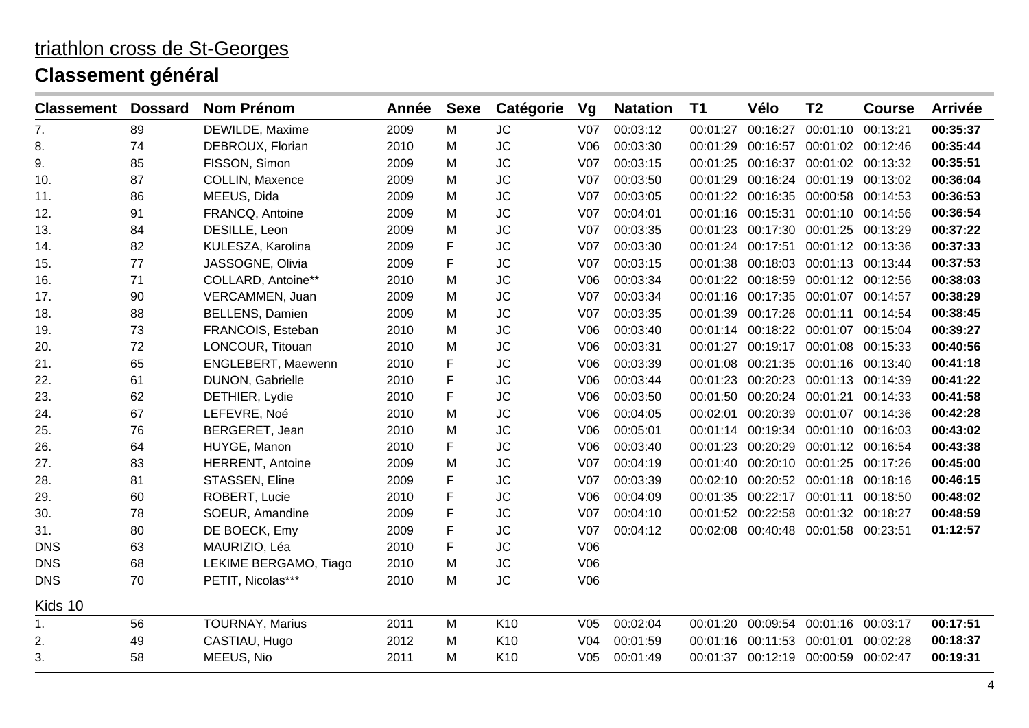## triathlon cross de St-Georges

## Classement général

| Classement | Dossard | Nom Prénom | Année | Sexe | Catégorie | Vg | Natation | T1 | Vélo | T2 | Course | Arrivée |
|---|---|---|---|---|---|---|---|---|---|---|---|---|
| 7. | 89 | DEWILDE, Maxime | 2009 | M | JC | V07 | 00:03:12 | 00:01:27 | 00:16:27 | 00:01:10 | 00:13:21 | **00:35:37** |
| 8. | 74 | DEBROUX, Florian | 2010 | M | JC | V06 | 00:03:30 | 00:01:29 | 00:16:57 | 00:01:02 | 00:12:46 | **00:35:44** |
| 9. | 85 | FISSON, Simon | 2009 | M | JC | V07 | 00:03:15 | 00:01:25 | 00:16:37 | 00:01:02 | 00:13:32 | **00:35:51** |
| 10. | 87 | COLLIN, Maxence | 2009 | M | JC | V07 | 00:03:50 | 00:01:29 | 00:16:24 | 00:01:19 | 00:13:02 | **00:36:04** |
| 11. | 86 | MEEUS, Dida | 2009 | M | JC | V07 | 00:03:05 | 00:01:22 | 00:16:35 | 00:00:58 | 00:14:53 | **00:36:53** |
| 12. | 91 | FRANCQ, Antoine | 2009 | M | JC | V07 | 00:04:01 | 00:01:16 | 00:15:31 | 00:01:10 | 00:14:56 | **00:36:54** |
| 13. | 84 | DESILLE, Leon | 2009 | M | JC | V07 | 00:03:35 | 00:01:23 | 00:17:30 | 00:01:25 | 00:13:29 | **00:37:22** |
| 14. | 82 | KULESZA, Karolina | 2009 | F | JC | V07 | 00:03:30 | 00:01:24 | 00:17:51 | 00:01:12 | 00:13:36 | **00:37:33** |
| 15. | 77 | JASSOGNE, Olivia | 2009 | F | JC | V07 | 00:03:15 | 00:01:38 | 00:18:03 | 00:01:13 | 00:13:44 | **00:37:53** |
| 16. | 71 | COLLARD, Antoine** | 2010 | M | JC | V06 | 00:03:34 | 00:01:22 | 00:18:59 | 00:01:12 | 00:12:56 | **00:38:03** |
| 17. | 90 | VERCAMMEN, Juan | 2009 | M | JC | V07 | 00:03:34 | 00:01:16 | 00:17:35 | 00:01:07 | 00:14:57 | **00:38:29** |
| 18. | 88 | BELLENS, Damien | 2009 | M | JC | V07 | 00:03:35 | 00:01:39 | 00:17:26 | 00:01:11 | 00:14:54 | **00:38:45** |
| 19. | 73 | FRANCOIS, Esteban | 2010 | M | JC | V06 | 00:03:40 | 00:01:14 | 00:18:22 | 00:01:07 | 00:15:04 | **00:39:27** |
| 20. | 72 | LONCOUR, Titouan | 2010 | M | JC | V06 | 00:03:31 | 00:01:27 | 00:19:17 | 00:01:08 | 00:15:33 | **00:40:56** |
| 21. | 65 | ENGLEBERT, Maewenn | 2010 | F | JC | V06 | 00:03:39 | 00:01:08 | 00:21:35 | 00:01:16 | 00:13:40 | **00:41:18** |
| 22. | 61 | DUNON, Gabrielle | 2010 | F | JC | V06 | 00:03:44 | 00:01:23 | 00:20:23 | 00:01:13 | 00:14:39 | **00:41:22** |
| 23. | 62 | DETHIER, Lydie | 2010 | F | JC | V06 | 00:03:50 | 00:01:50 | 00:20:24 | 00:01:21 | 00:14:33 | **00:41:58** |
| 24. | 67 | LEFEVRE, Noé | 2010 | M | JC | V06 | 00:04:05 | 00:02:01 | 00:20:39 | 00:01:07 | 00:14:36 | **00:42:28** |
| 25. | 76 | BERGERET, Jean | 2010 | M | JC | V06 | 00:05:01 | 00:01:14 | 00:19:34 | 00:01:10 | 00:16:03 | **00:43:02** |
| 26. | 64 | HUYGE, Manon | 2010 | F | JC | V06 | 00:03:40 | 00:01:23 | 00:20:29 | 00:01:12 | 00:16:54 | **00:43:38** |
| 27. | 83 | HERRENT, Antoine | 2009 | M | JC | V07 | 00:04:19 | 00:01:40 | 00:20:10 | 00:01:25 | 00:17:26 | **00:45:00** |
| 28. | 81 | STASSEN, Eline | 2009 | F | JC | V07 | 00:03:39 | 00:02:10 | 00:20:52 | 00:01:18 | 00:18:16 | **00:46:15** |
| 29. | 60 | ROBERT, Lucie | 2010 | F | JC | V06 | 00:04:09 | 00:01:35 | 00:22:17 | 00:01:11 | 00:18:50 | **00:48:02** |
| 30. | 78 | SOEUR, Amandine | 2009 | F | JC | V07 | 00:04:10 | 00:01:52 | 00:22:58 | 00:01:32 | 00:18:27 | **00:48:59** |
| 31. | 80 | DE BOECK, Emy | 2009 | F | JC | V07 | 00:04:12 | 00:02:08 | 00:40:48 | 00:01:58 | 00:23:51 | **01:12:57** |
| DNS | 63 | MAURIZIO, Léa | 2010 | F | JC | V06 | | | | | | |
| DNS | 68 | LEKIME BERGAMO, Tiago | 2010 | M | JC | V06 | | | | | | |
| DNS | 70 | PETIT, Nicolas*** | 2010 | M | JC | V06 | | | | | | |

Kids 10

| Classement | Dossard | Nom Prénom | Année | Sexe | Catégorie | Vg | Natation | T1 | Vélo | T2 | Course | Arrivée |
|---|---|---|---|---|---|---|---|---|---|---|---|---|
| 1. | 56 | TOURNAY, Marius | 2011 | M | K10 | V05 | 00:02:04 | 00:01:20 | 00:09:54 | 00:01:16 | 00:03:17 | **00:17:51** |
| 2. | 49 | CASTIAU, Hugo | 2012 | M | K10 | V04 | 00:01:59 | 00:01:16 | 00:11:53 | 00:01:01 | 00:02:28 | **00:18:37** |
| 3. | 58 | MEEUS, Nio | 2011 | M | K10 | V05 | 00:01:49 | 00:01:37 | 00:12:19 | 00:00:59 | 00:02:47 | **00:19:31** |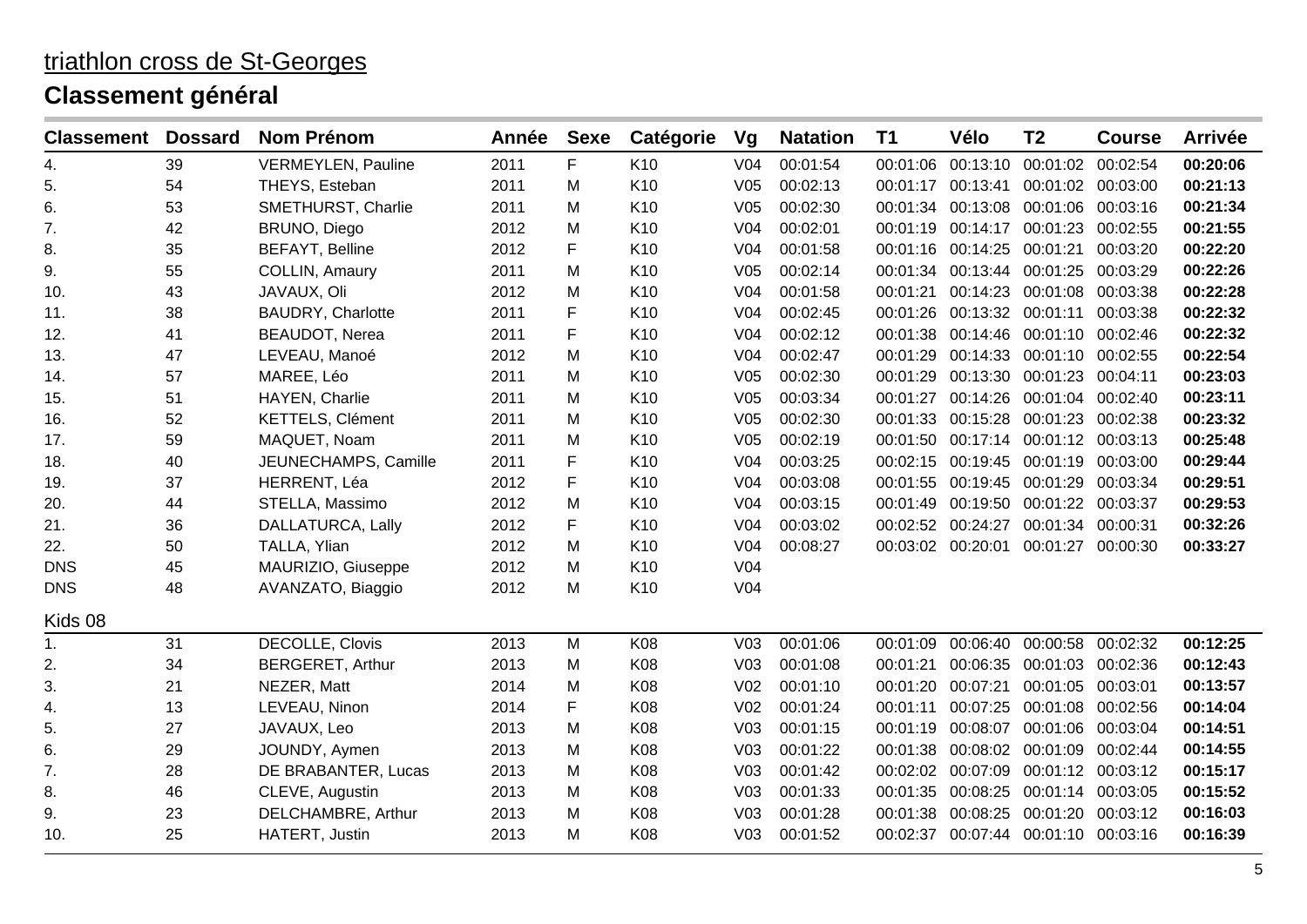triathlon cross de St-Georges

## Classement général

| Classement | Dossard | Nom Prénom | Année | Sexe | Catégorie | Vg | Natation | T1 | Vélo | T2 | Course | Arrivée |
|---|---|---|---|---|---|---|---|---|---|---|---|---|
| 4. | 39 | VERMEYLEN, Pauline | 2011 | F | K10 | V04 | 00:01:54 | 00:01:06 | 00:13:10 | 00:01:02 | 00:02:54 | **00:20:06** |
| 5. | 54 | THEYS, Esteban | 2011 | M | K10 | V05 | 00:02:13 | 00:01:17 | 00:13:41 | 00:01:02 | 00:03:00 | **00:21:13** |
| 6. | 53 | SMETHURST, Charlie | 2011 | M | K10 | V05 | 00:02:30 | 00:01:34 | 00:13:08 | 00:01:06 | 00:03:16 | **00:21:34** |
| 7. | 42 | BRUNO, Diego | 2012 | M | K10 | V04 | 00:02:01 | 00:01:19 | 00:14:17 | 00:01:23 | 00:02:55 | **00:21:55** |
| 8. | 35 | BEFAYT, Belline | 2012 | F | K10 | V04 | 00:01:58 | 00:01:16 | 00:14:25 | 00:01:21 | 00:03:20 | **00:22:20** |
| 9. | 55 | COLLIN, Amaury | 2011 | M | K10 | V05 | 00:02:14 | 00:01:34 | 00:13:44 | 00:01:25 | 00:03:29 | **00:22:26** |
| 10. | 43 | JAVAUX, Oli | 2012 | M | K10 | V04 | 00:01:58 | 00:01:21 | 00:14:23 | 00:01:08 | 00:03:38 | **00:22:28** |
| 11. | 38 | BAUDRY, Charlotte | 2011 | F | K10 | V04 | 00:02:45 | 00:01:26 | 00:13:32 | 00:01:11 | 00:03:38 | **00:22:32** |
| 12. | 41 | BEAUDOT, Nerea | 2011 | F | K10 | V04 | 00:02:12 | 00:01:38 | 00:14:46 | 00:01:10 | 00:02:46 | **00:22:32** |
| 13. | 47 | LEVEAU, Manoé | 2012 | M | K10 | V04 | 00:02:47 | 00:01:29 | 00:14:33 | 00:01:10 | 00:02:55 | **00:22:54** |
| 14. | 57 | MAREE, Léo | 2011 | M | K10 | V05 | 00:02:30 | 00:01:29 | 00:13:30 | 00:01:23 | 00:04:11 | **00:23:03** |
| 15. | 51 | HAYEN, Charlie | 2011 | M | K10 | V05 | 00:03:34 | 00:01:27 | 00:14:26 | 00:01:04 | 00:02:40 | **00:23:11** |
| 16. | 52 | KETTELS, Clément | 2011 | M | K10 | V05 | 00:02:30 | 00:01:33 | 00:15:28 | 00:01:23 | 00:02:38 | **00:23:32** |
| 17. | 59 | MAQUET, Noam | 2011 | M | K10 | V05 | 00:02:19 | 00:01:50 | 00:17:14 | 00:01:12 | 00:03:13 | **00:25:48** |
| 18. | 40 | JEUNECHAMPS, Camille | 2011 | F | K10 | V04 | 00:03:25 | 00:02:15 | 00:19:45 | 00:01:19 | 00:03:00 | **00:29:44** |
| 19. | 37 | HERRENT, Léa | 2012 | F | K10 | V04 | 00:03:08 | 00:01:55 | 00:19:45 | 00:01:29 | 00:03:34 | **00:29:51** |
| 20. | 44 | STELLA, Massimo | 2012 | M | K10 | V04 | 00:03:15 | 00:01:49 | 00:19:50 | 00:01:22 | 00:03:37 | **00:29:53** |
| 21. | 36 | DALLATURCA, Lally | 2012 | F | K10 | V04 | 00:03:02 | 00:02:52 | 00:24:27 | 00:01:34 | 00:00:31 | **00:32:26** |
| 22. | 50 | TALLA, Ylian | 2012 | M | K10 | V04 | 00:08:27 | 00:03:02 | 00:20:01 | 00:01:27 | 00:00:30 | **00:33:27** |
| DNS | 45 | MAURIZIO, Giuseppe | 2012 | M | K10 | V04 | | | | | | |
| DNS | 48 | AVANZATO, Biaggio | 2012 | M | K10 | V04 | | | | | | |

Kids 08

| Classement | Dossard | Nom Prénom | Année | Sexe | Catégorie | Vg | Natation | T1 | Vélo | T2 | Course | Arrivée |
|---|---|---|---|---|---|---|---|---|---|---|---|---|
| 1. | 31 | DECOLLE, Clovis | 2013 | M | K08 | V03 | 00:01:06 | 00:01:09 | 00:06:40 | 00:00:58 | 00:02:32 | **00:12:25** |
| 2. | 34 | BERGERET, Arthur | 2013 | M | K08 | V03 | 00:01:08 | 00:01:21 | 00:06:35 | 00:01:03 | 00:02:36 | **00:12:43** |
| 3. | 21 | NEZER, Matt | 2014 | M | K08 | V02 | 00:01:10 | 00:01:20 | 00:07:21 | 00:01:05 | 00:03:01 | **00:13:57** |
| 4. | 13 | LEVEAU, Ninon | 2014 | F | K08 | V02 | 00:01:24 | 00:01:11 | 00:07:25 | 00:01:08 | 00:02:56 | **00:14:04** |
| 5. | 27 | JAVAUX, Leo | 2013 | M | K08 | V03 | 00:01:15 | 00:01:19 | 00:08:07 | 00:01:06 | 00:03:04 | **00:14:51** |
| 6. | 29 | JOUNDY, Aymen | 2013 | M | K08 | V03 | 00:01:22 | 00:01:38 | 00:08:02 | 00:01:09 | 00:02:44 | **00:14:55** |
| 7. | 28 | DE BRABANTER, Lucas | 2013 | M | K08 | V03 | 00:01:42 | 00:02:02 | 00:07:09 | 00:01:12 | 00:03:12 | **00:15:17** |
| 8. | 46 | CLEVE, Augustin | 2013 | M | K08 | V03 | 00:01:33 | 00:01:35 | 00:08:25 | 00:01:14 | 00:03:05 | **00:15:52** |
| 9. | 23 | DELCHAMBRE, Arthur | 2013 | M | K08 | V03 | 00:01:28 | 00:01:38 | 00:08:25 | 00:01:20 | 00:03:12 | **00:16:03** |
| 10. | 25 | HATERT, Justin | 2013 | M | K08 | V03 | 00:01:52 | 00:02:37 | 00:07:44 | 00:01:10 | 00:03:16 | **00:16:39** |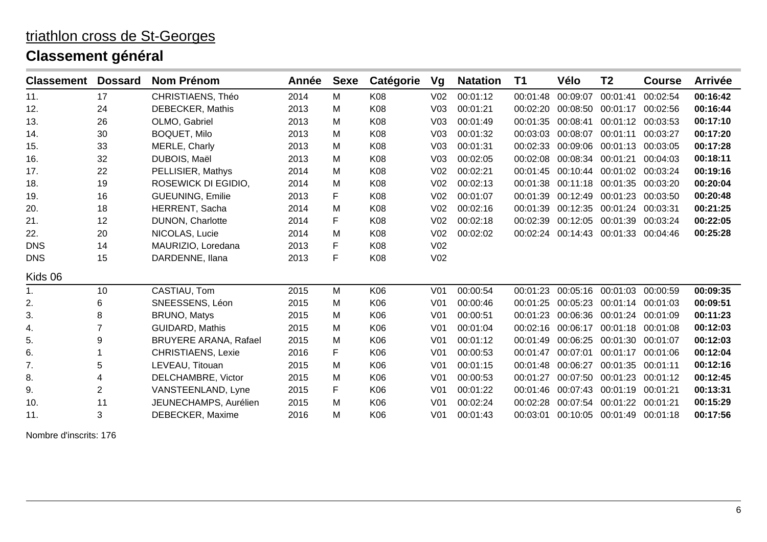triathlon cross de St-Georges

## Classement général

| Classement | Dossard | Nom Prénom | Année | Sexe | Catégorie | Vg | Natation | T1 | Vélo | T2 | Course | Arrivée |
|---|---|---|---|---|---|---|---|---|---|---|---|---|
| 11. | 17 | CHRISTIAENS, Théo | 2014 | M | K08 | V02 | 00:01:12 | 00:01:48 | 00:09:07 | 00:01:41 | 00:02:54 | **00:16:42** |
| 12. | 24 | DEBECKER, Mathis | 2013 | M | K08 | V03 | 00:01:21 | 00:02:20 | 00:08:50 | 00:01:17 | 00:02:56 | **00:16:44** |
| 13. | 26 | OLMO, Gabriel | 2013 | M | K08 | V03 | 00:01:49 | 00:01:35 | 00:08:41 | 00:01:12 | 00:03:53 | **00:17:10** |
| 14. | 30 | BOQUET, Milo | 2013 | M | K08 | V03 | 00:01:32 | 00:03:03 | 00:08:07 | 00:01:11 | 00:03:27 | **00:17:20** |
| 15. | 33 | MERLE, Charly | 2013 | M | K08 | V03 | 00:01:31 | 00:02:33 | 00:09:06 | 00:01:13 | 00:03:05 | **00:17:28** |
| 16. | 32 | DUBOIS, Maël | 2013 | M | K08 | V03 | 00:02:05 | 00:02:08 | 00:08:34 | 00:01:21 | 00:04:03 | **00:18:11** |
| 17. | 22 | PELLISIER, Mathys | 2014 | M | K08 | V02 | 00:02:21 | 00:01:45 | 00:10:44 | 00:01:02 | 00:03:24 | **00:19:16** |
| 18. | 19 | ROSEWICK DI EGIDIO, | 2014 | M | K08 | V02 | 00:02:13 | 00:01:38 | 00:11:18 | 00:01:35 | 00:03:20 | **00:20:04** |
| 19. | 16 | GUEUNING, Emilie | 2013 | F | K08 | V02 | 00:01:07 | 00:01:39 | 00:12:49 | 00:01:23 | 00:03:50 | **00:20:48** |
| 20. | 18 | HERRENT, Sacha | 2014 | M | K08 | V02 | 00:02:16 | 00:01:39 | 00:12:35 | 00:01:24 | 00:03:31 | **00:21:25** |
| 21. | 12 | DUNON, Charlotte | 2014 | F | K08 | V02 | 00:02:18 | 00:02:39 | 00:12:05 | 00:01:39 | 00:03:24 | **00:22:05** |
| 22. | 20 | NICOLAS, Lucie | 2014 | M | K08 | V02 | 00:02:02 | 00:02:24 | 00:14:43 | 00:01:33 | 00:04:46 | **00:25:28** |
| DNS | 14 | MAURIZIO, Loredana | 2013 | F | K08 | V02 | | | | | | |
| DNS | 15 | DARDENNE, Ilana | 2013 | F | K08 | V02 | | | | | | |

Kids 06

| Classement | Dossard | Nom Prénom | Année | Sexe | Catégorie | Vg | Natation | T1 | Vélo | T2 | Course | Arrivée |
|---|---|---|---|---|---|---|---|---|---|---|---|---|
| 1. | 10 | CASTIAU, Tom | 2015 | M | K06 | V01 | 00:00:54 | 00:01:23 | 00:05:16 | 00:01:03 | 00:00:59 | **00:09:35** |
| 2. | 6 | SNEESSENS, Léon | 2015 | M | K06 | V01 | 00:00:46 | 00:01:25 | 00:05:23 | 00:01:14 | 00:01:03 | **00:09:51** |
| 3. | 8 | BRUNO, Matys | 2015 | M | K06 | V01 | 00:00:51 | 00:01:23 | 00:06:36 | 00:01:24 | 00:01:09 | **00:11:23** |
| 4. | 7 | GUIDARD, Mathis | 2015 | M | K06 | V01 | 00:01:04 | 00:02:16 | 00:06:17 | 00:01:18 | 00:01:08 | **00:12:03** |
| 5. | 9 | BRUYERE ARANA, Rafael | 2015 | M | K06 | V01 | 00:01:12 | 00:01:49 | 00:06:25 | 00:01:30 | 00:01:07 | **00:12:03** |
| 6. | 1 | CHRISTIAENS, Lexie | 2016 | F | K06 | V01 | 00:00:53 | 00:01:47 | 00:07:01 | 00:01:17 | 00:01:06 | **00:12:04** |
| 7. | 5 | LEVEAU, Titouan | 2015 | M | K06 | V01 | 00:01:15 | 00:01:48 | 00:06:27 | 00:01:35 | 00:01:11 | **00:12:16** |
| 8. | 4 | DELCHAMBRE, Victor | 2015 | M | K06 | V01 | 00:00:53 | 00:01:27 | 00:07:50 | 00:01:23 | 00:01:12 | **00:12:45** |
| 9. | 2 | VANSTEENLAND, Lyne | 2015 | F | K06 | V01 | 00:01:22 | 00:01:46 | 00:07:43 | 00:01:19 | 00:01:21 | **00:13:31** |
| 10. | 11 | JEUNECHAMPS, Aurélien | 2015 | M | K06 | V01 | 00:02:24 | 00:02:28 | 00:07:54 | 00:01:22 | 00:01:21 | **00:15:29** |
| 11. | 3 | DEBECKER, Maxime | 2016 | M | K06 | V01 | 00:01:43 | 00:03:01 | 00:10:05 | 00:01:49 | 00:01:18 | **00:17:56** |

Nombre d'inscrits: 176